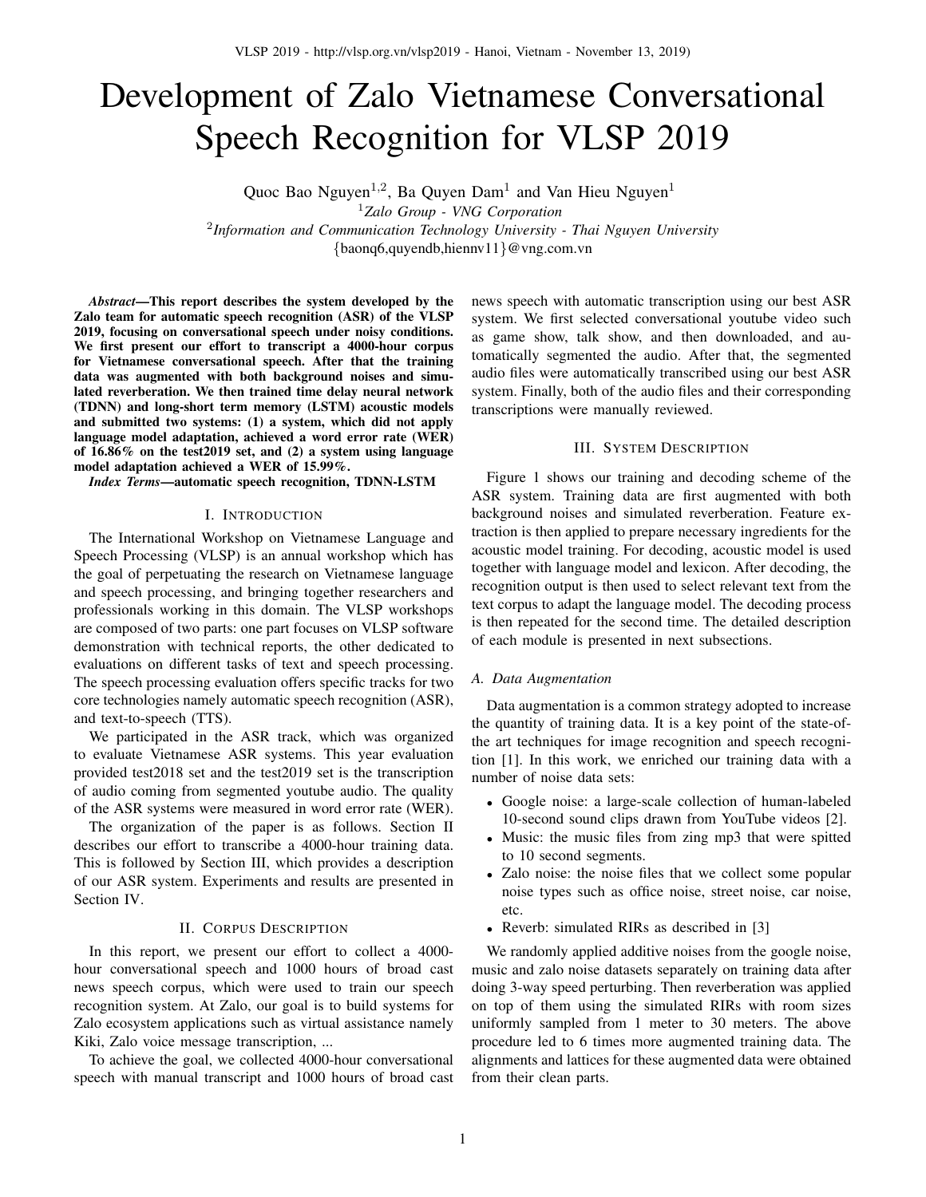# Development of Zalo Vietnamese Conversational Speech Recognition for VLSP 2019

Quoc Bao Nguyen[1,2], Ba Quyen Dam[1] and Van Hieu Nguyen[1]

[1]*Zalo Group - VNG Corporation*

[2]*Information and Communication Technology University - Thai Nguyen University*

{baonq6,quyendb,hiennv11}@vng.com.vn

***Abstract*—This report describes the system developed by the Zalo team for automatic speech recognition (ASR) of the VLSP 2019, focusing on conversational speech under noisy conditions. We first present our effort to transcript a 4000-hour corpus for Vietnamese conversational speech. After that the training data was augmented with both background noises and simulated reverberation. We then trained time delay neural network (TDNN) and long-short term memory (LSTM) acoustic models and submitted two systems: (1) a system, which did not apply language model adaptation, achieved a word error rate (WER) of 16.86% on the test2019 set, and (2) a system using language model adaptation achieved a WER of 15.99%.**

***Index Terms*—automatic speech recognition, TDNN-LSTM**

## I. Introduction

The International Workshop on Vietnamese Language and Speech Processing (VLSP) is an annual workshop which has the goal of perpetuating the research on Vietnamese language and speech processing, and bringing together researchers and professionals working in this domain. The VLSP workshops are composed of two parts: one part focuses on VLSP software demonstration with technical reports, the other dedicated to evaluations on different tasks of text and speech processing. The speech processing evaluation offers specific tracks for two core technologies namely automatic speech recognition (ASR), and text-to-speech (TTS).

We participated in the ASR track, which was organized to evaluate Vietnamese ASR systems. This year evaluation provided test2018 set and the test2019 set is the transcription of audio coming from segmented youtube audio. The quality of the ASR systems were measured in word error rate (WER).

The organization of the paper is as follows. Section II describes our effort to transcribe a 4000-hour training data. This is followed by Section III, which provides a description of our ASR system. Experiments and results are presented in Section IV.

## II. Corpus Description

In this report, we present our effort to collect a 4000-hour conversational speech and 1000 hours of broad cast news speech corpus, which were used to train our speech recognition system. At Zalo, our goal is to build systems for Zalo ecosystem applications such as virtual assistance namely Kiki, Zalo voice message transcription, ...

To achieve the goal, we collected 4000-hour conversational speech with manual transcript and 1000 hours of broad cast news speech with automatic transcription using our best ASR system. We first selected conversational youtube video such as game show, talk show, and then downloaded, and automatically segmented the audio. After that, the segmented audio files were automatically transcribed using our best ASR system. Finally, both of the audio files and their corresponding transcriptions were manually reviewed.

## III. System Description

Figure 1 shows our training and decoding scheme of the ASR system. Training data are first augmented with both background noises and simulated reverberation. Feature extraction is then applied to prepare necessary ingredients for the acoustic model training. For decoding, acoustic model is used together with language model and lexicon. After decoding, the recognition output is then used to select relevant text from the text corpus to adapt the language model. The decoding process is then repeated for the second time. The detailed description of each module is presented in next subsections.

### A. Data Augmentation

Data augmentation is a common strategy adopted to increase the quantity of training data. It is a key point of the state-of-the art techniques for image recognition and speech recognition [1]. In this work, we enriched our training data with a number of noise data sets:

- Google noise: a large-scale collection of human-labeled 10-second sound clips drawn from YouTube videos [2].
- Music: the music files from zing mp3 that were spitted to 10 second segments.
- Zalo noise: the noise files that we collect some popular noise types such as office noise, street noise, car noise, etc.
- Reverb: simulated RIRs as described in [3]

We randomly applied additive noises from the google noise, music and zalo noise datasets separately on training data after doing 3-way speed perturbing. Then reverberation was applied on top of them using the simulated RIRs with room sizes uniformly sampled from 1 meter to 30 meters. The above procedure led to 6 times more augmented training data. The alignments and lattices for these augmented data were obtained from their clean parts.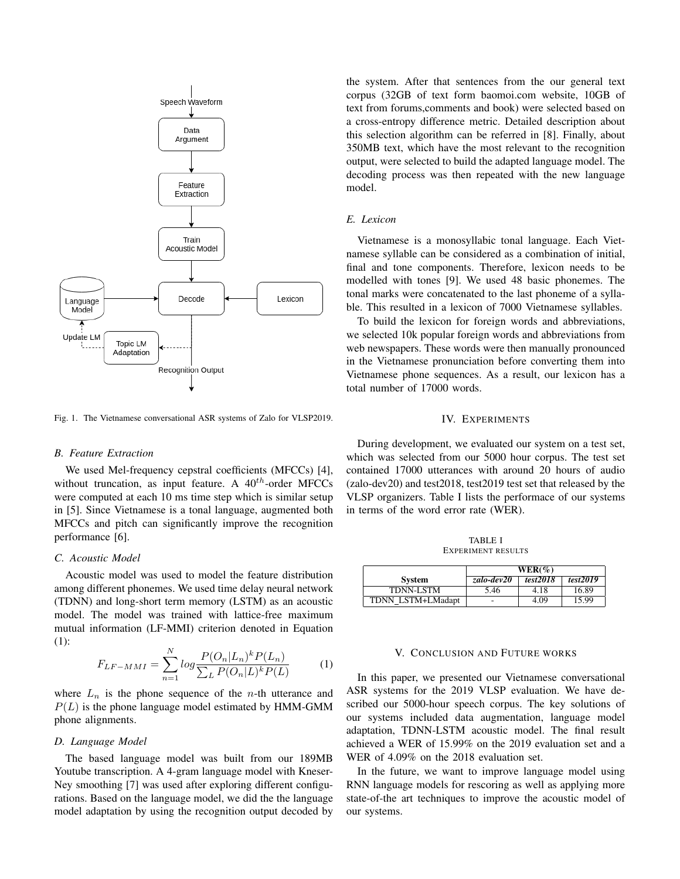Fig. 1. The Vietnamese conversational ASR systems of Zalo for VLSP2019.

### B. Feature Extraction

We used Mel-frequency cepstral coefficients (MFCCs) [4], without truncation, as input feature. A $40^{th}$-order MFCCs were computed at each 10 ms time step which is similar setup in [5]. Since Vietnamese is a tonal language, augmented both MFCCs and pitch can significantly improve the recognition performance [6].

### C. Acoustic Model

Acoustic model was used to model the feature distribution among different phonemes. We used time delay neural network (TDNN) and long-short term memory (LSTM) as an acoustic model. The model was trained with lattice-free maximum mutual information (LF-MMI) criterion denoted in Equation (1):

$$F_{LF-MMI} = \sum_{n=1}^{N} log \frac{P(O_n|L_n)^k P(L_n)}{\sum_L P(O_n|L)^k P(L)} \tag{1}$$

where $L_n$ is the phone sequence of the $n$-th utterance and $P(L)$ is the phone language model estimated by HMM-GMM phone alignments.

### D. Language Model

The based language model was built from our 189MB Youtube transcription. A 4-gram language model with Kneser-Ney smoothing [7] was used after exploring different configurations. Based on the language model, we did the the language model adaptation by using the recognition output decoded by the system. After that sentences from the our general text corpus (32GB of text form baomoi.com website, 10GB of text from forums,comments and book) were selected based on a cross-entropy difference metric. Detailed description about this selection algorithm can be referred in [8]. Finally, about 350MB text, which have the most relevant to the recognition output, were selected to build the adapted language model. The decoding process was then repeated with the new language model.

### E. Lexicon

Vietnamese is a monosyllabic tonal language. Each Vietnamese syllable can be considered as a combination of initial, final and tone components. Therefore, lexicon needs to be modelled with tones [9]. We used 48 basic phonemes. The tonal marks were concatenated to the last phoneme of a syllable. This resulted in a lexicon of 7000 Vietnamese syllables.

To build the lexicon for foreign words and abbreviations, we selected 10k popular foreign words and abbreviations from web newspapers. These words were then manually pronounced in the Vietnamese pronunciation before converting them into Vietnamese phone sequences. As a result, our lexicon has a total number of 17000 words.

## IV. Experiments

During development, we evaluated our system on a test set, which was selected from our 5000 hour corpus. The test set contained 17000 utterances with around 20 hours of audio (zalo-dev20) and test2018, test2019 test set that released by the VLSP organizers. Table I lists the performace of our systems in terms of the word error rate (WER).

TABLE I
EXPERIMENT RESULTS

| System | WER(%) | | |
|---|---|---|---|
| | *zalo-dev20* | *test2018* | *test2019* |
| TDNN-LSTM | 5.46 | 4.18 | 16.89 |
| TDNN_LSTM+LMadapt | - | 4.09 | 15.99 |

## V. Conclusion and Future works

In this paper, we presented our Vietnamese conversational ASR systems for the 2019 VLSP evaluation. We have described our 5000-hour speech corpus. The key solutions of our systems included data augmentation, language model adaptation, TDNN-LSTM acoustic model. The final result achieved a WER of 15.99% on the 2019 evaluation set and a WER of 4.09% on the 2018 evaluation set.

In the future, we want to improve language model using RNN language models for rescoring as well as applying more state-of-the art techniques to improve the acoustic model of our systems.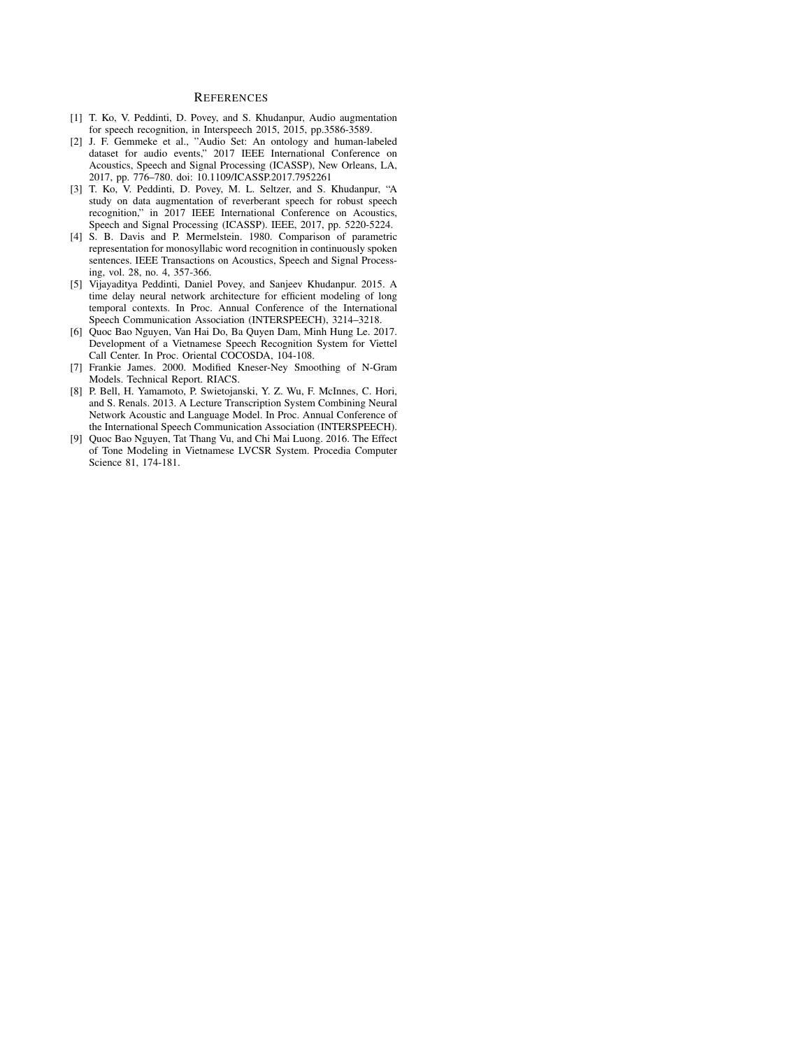## REFERENCES

[1] T. Ko, V. Peddinti, D. Povey, and S. Khudanpur, Audio augmentation for speech recognition, in Interspeech 2015, 2015, pp.3586-3589.

[2] J. F. Gemmeke et al., "Audio Set: An ontology and human-labeled dataset for audio events," 2017 IEEE International Conference on Acoustics, Speech and Signal Processing (ICASSP), New Orleans, LA, 2017, pp. 776–780. doi: 10.1109/ICASSP.2017.7952261

[3] T. Ko, V. Peddinti, D. Povey, M. L. Seltzer, and S. Khudanpur, "A study on data augmentation of reverberant speech for robust speech recognition," in 2017 IEEE International Conference on Acoustics, Speech and Signal Processing (ICASSP). IEEE, 2017, pp. 5220-5224.

[4] S. B. Davis and P. Mermelstein. 1980. Comparison of parametric representation for monosyllabic word recognition in continuously spoken sentences. IEEE Transactions on Acoustics, Speech and Signal Processing, vol. 28, no. 4, 357-366.

[5] Vijayaditya Peddinti, Daniel Povey, and Sanjeev Khudanpur. 2015. A time delay neural network architecture for efficient modeling of long temporal contexts. In Proc. Annual Conference of the International Speech Communication Association (INTERSPEECH), 3214–3218.

[6] Quoc Bao Nguyen, Van Hai Do, Ba Quyen Dam, Minh Hung Le. 2017. Development of a Vietnamese Speech Recognition System for Viettel Call Center. In Proc. Oriental COCOSDA, 104-108.

[7] Frankie James. 2000. Modified Kneser-Ney Smoothing of N-Gram Models. Technical Report. RIACS.

[8] P. Bell, H. Yamamoto, P. Swietojanski, Y. Z. Wu, F. McInnes, C. Hori, and S. Renals. 2013. A Lecture Transcription System Combining Neural Network Acoustic and Language Model. In Proc. Annual Conference of the International Speech Communication Association (INTERSPEECH).

[9] Quoc Bao Nguyen, Tat Thang Vu, and Chi Mai Luong. 2016. The Effect of Tone Modeling in Vietnamese LVCSR System. Procedia Computer Science 81, 174-181.